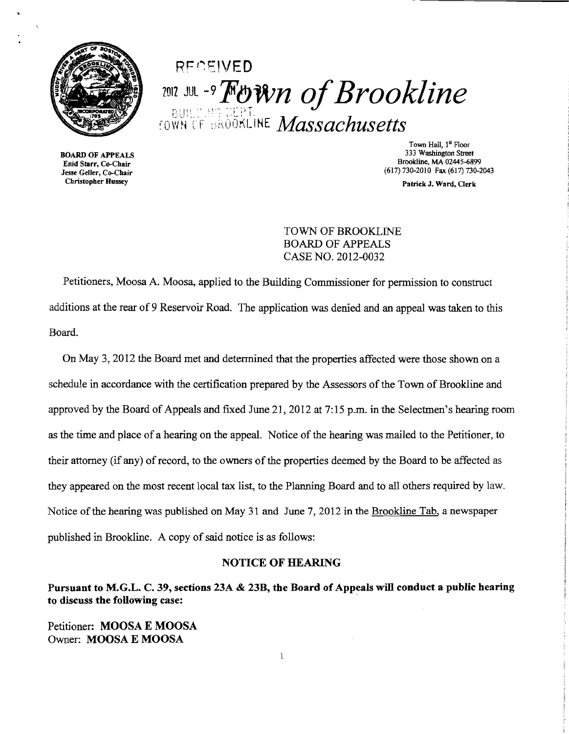RECEIVED
2012 JUL -9

# Town of Brookline

BUILDING DEPT.
TOWN OF BROOKLINE *Massachusetts*

**BOARD OF APPEALS**
**Enid Starr, Co-Chair**
**Jesse Geller, Co-Chair**
**Christopher Hussey**

Town Hall, 1st Floor
333 Washington Street
Brookline, MA 02445-6899
(617) 730-2010 Fax (617) 730-2043

**Patrick J. Ward, Clerk**

TOWN OF BROOKLINE
BOARD OF APPEALS
CASE NO. 2012-0032

Petitioners, Moosa A. Moosa, applied to the Building Commissioner for permission to construct additions at the rear of 9 Reservoir Road. The application was denied and an appeal was taken to this Board.

On May 3, 2012 the Board met and determined that the properties affected were those shown on a schedule in accordance with the certification prepared by the Assessors of the Town of Brookline and approved by the Board of Appeals and fixed June 21, 2012 at 7:15 p.m. in the Selectmen's hearing room as the time and place of a hearing on the appeal. Notice of the hearing was mailed to the Petitioner, to their attorney (if any) of record, to the owners of the properties deemed by the Board to be affected as they appeared on the most recent local tax list, to the Planning Board and to all others required by law. Notice of the hearing was published on May 31 and June 7, 2012 in the Brookline Tab, a newspaper published in Brookline. A copy of said notice is as follows:

**NOTICE OF HEARING**

**Pursuant to M.G.L. C. 39, sections 23A & 23B, the Board of Appeals will conduct a public hearing to discuss the following case:**

Petitioner: **MOOSA E MOOSA**
Owner: **MOOSA E MOOSA**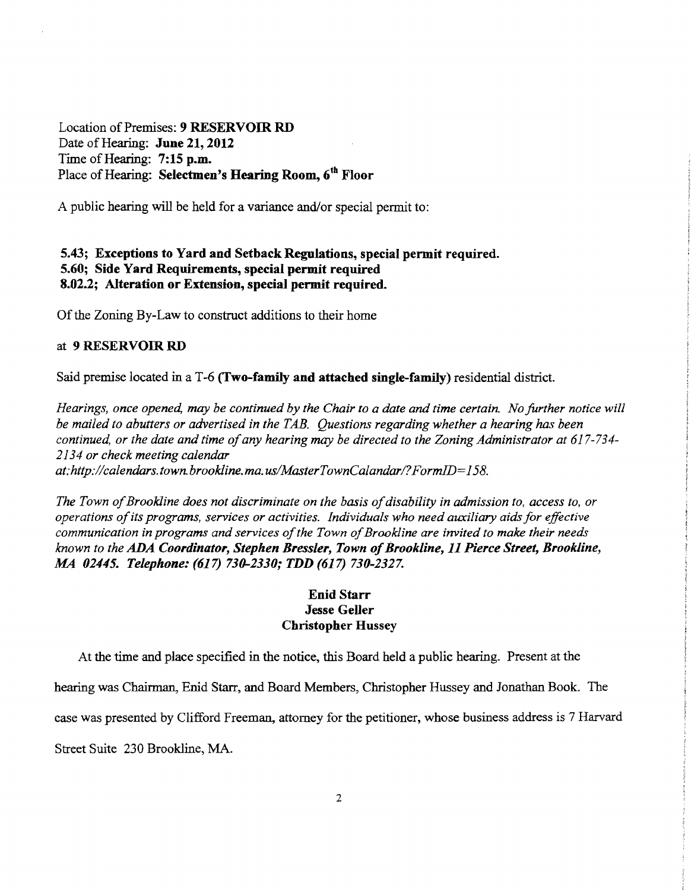Location of Premises: **9 RESERVOIR RD**
Date of Hearing: **June 21, 2012**
Time of Hearing: **7:15 p.m.**
Place of Hearing: **Selectmen's Hearing Room, 6th Floor**

A public hearing will be held for a variance and/or special permit to:

**5.43; Exceptions to Yard and Setback Regulations, special permit required.**
**5.60; Side Yard Requirements, special permit required**
**8.02.2; Alteration or Extension, special permit required.**

Of the Zoning By-Law to construct additions to their home

at **9 RESERVOIR RD**

Said premise located in a T-6 **(Two-family and attached single-family)** residential district.

*Hearings, once opened, may be continued by the Chair to a date and time certain. No further notice will be mailed to abutters or advertised in the TAB. Questions regarding whether a hearing has been continued, or the date and time of any hearing may be directed to the Zoning Administrator at 617-734-2134 or check meeting calendar at:http://calendars.town.brookline.ma.us/MasterTownCalandar/?FormID=158.*

*The Town of Brookline does not discriminate on the basis of disability in admission to, access to, or operations of its programs, services or activities. Individuals who need auxiliary aids for effective communication in programs and services of the Town of Brookline are invited to make their needs known to the **ADA Coordinator, Stephen Bressler, Town of Brookline, 11 Pierce Street, Brookline, MA 02445. Telephone: (617) 730-2330; TDD (617) 730-2327.***

**Enid Starr**
**Jesse Geller**
**Christopher Hussey**

At the time and place specified in the notice, this Board held a public hearing. Present at the hearing was Chairman, Enid Starr, and Board Members, Christopher Hussey and Jonathan Book. The case was presented by Clifford Freeman, attorney for the petitioner, whose business address is 7 Harvard Street Suite 230 Brookline, MA.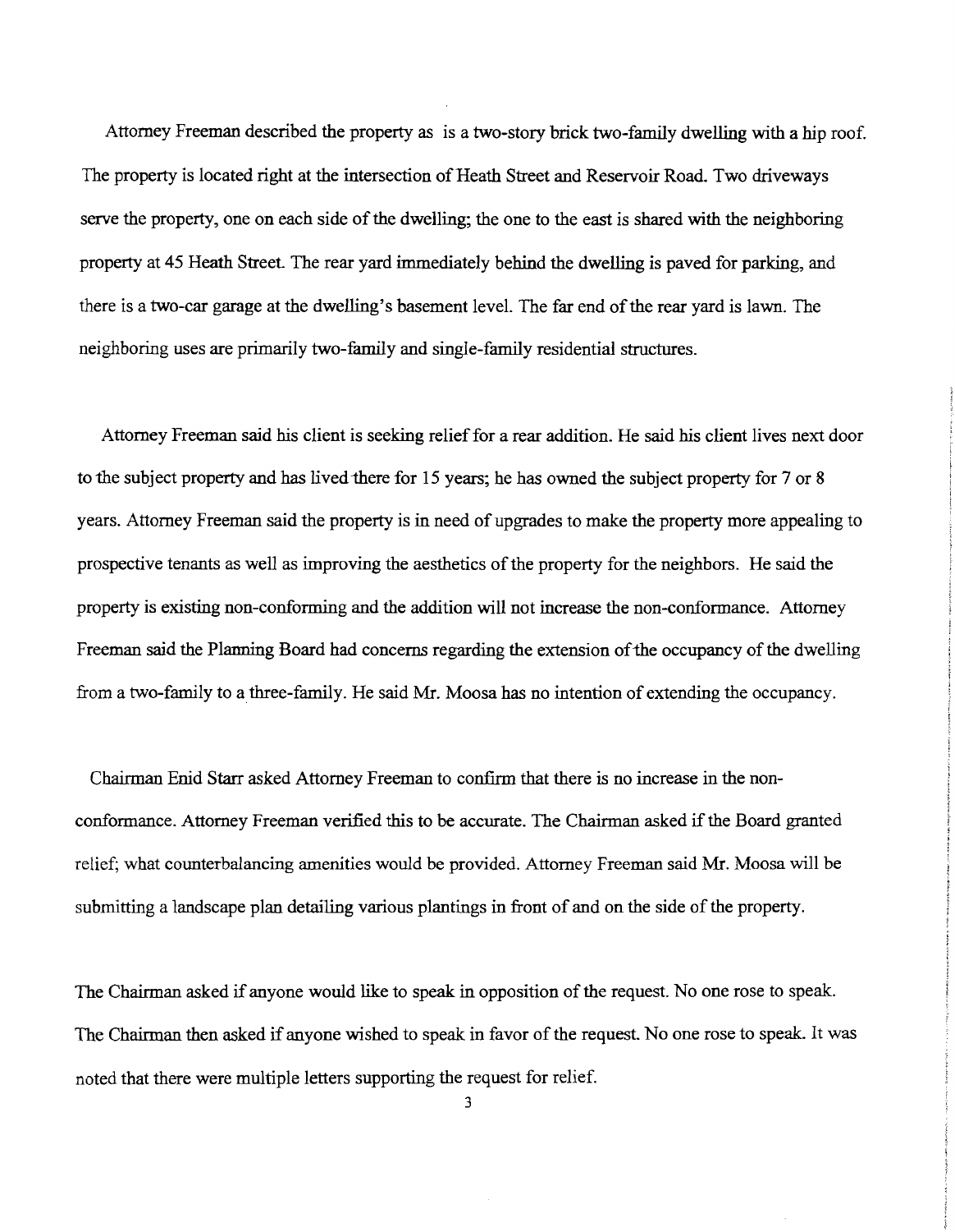Attorney Freeman described the property as is a two-story brick two-family dwelling with a hip roof. The property is located right at the intersection of Heath Street and Reservoir Road. Two driveways serve the property, one on each side of the dwelling; the one to the east is shared with the neighboring property at 45 Heath Street. The rear yard immediately behind the dwelling is paved for parking, and there is a two-car garage at the dwelling's basement level. The far end of the rear yard is lawn. The neighboring uses are primarily two-family and single-family residential structures.

Attorney Freeman said his client is seeking relief for a rear addition. He said his client lives next door to the subject property and has lived there for 15 years; he has owned the subject property for 7 or 8 years. Attorney Freeman said the property is in need of upgrades to make the property more appealing to prospective tenants as well as improving the aesthetics of the property for the neighbors. He said the property is existing non-conforming and the addition will not increase the non-conformance. Attorney Freeman said the Planning Board had concerns regarding the extension of the occupancy of the dwelling from a two-family to a three-family. He said Mr. Moosa has no intention of extending the occupancy.

Chairman Enid Starr asked Attorney Freeman to confirm that there is no increase in the non-conformance. Attorney Freeman verified this to be accurate. The Chairman asked if the Board granted relief; what counterbalancing amenities would be provided. Attorney Freeman said Mr. Moosa will be submitting a landscape plan detailing various plantings in front of and on the side of the property.

The Chairman asked if anyone would like to speak in opposition of the request. No one rose to speak. The Chairman then asked if anyone wished to speak in favor of the request. No one rose to speak. It was noted that there were multiple letters supporting the request for relief.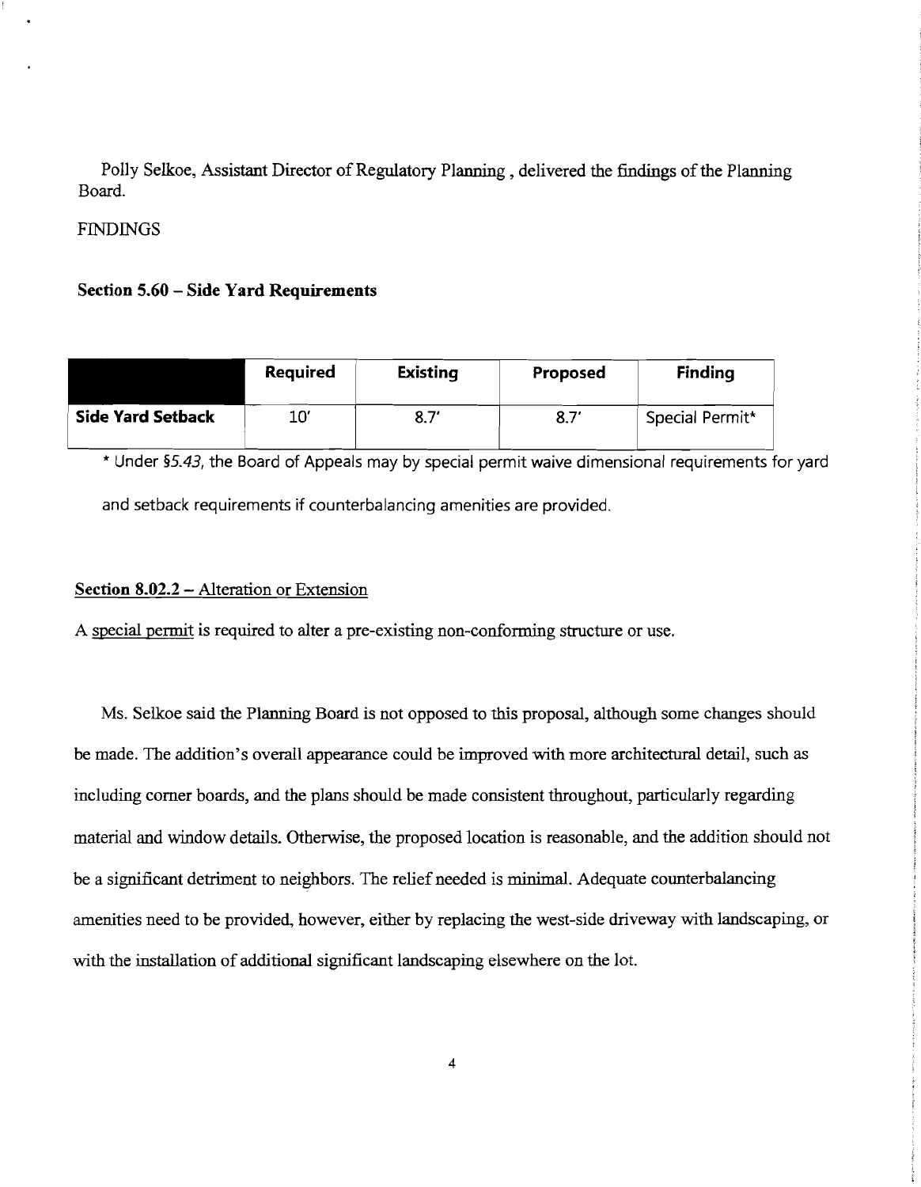Polly Selkoe, Assistant Director of Regulatory Planning , delivered the findings of the Planning Board.

FINDINGS

**Section 5.60 – Side Yard Requirements**

| | Required | Existing | Proposed | Finding |
|---|---|---|---|---|
| **Side Yard Setback** | 10' | 8.7' | 8.7' | Special Permit* |

\* Under *§5.43*, the Board of Appeals may by special permit waive dimensional requirements for yard and setback requirements if counterbalancing amenities are provided.

**Section 8.02.2** – Alteration or Extension

A special permit is required to alter a pre-existing non-conforming structure or use.

Ms. Selkoe said the Planning Board is not opposed to this proposal, although some changes should be made. The addition's overall appearance could be improved with more architectural detail, such as including corner boards, and the plans should be made consistent throughout, particularly regarding material and window details. Otherwise, the proposed location is reasonable, and the addition should not be a significant detriment to neighbors. The relief needed is minimal. Adequate counterbalancing amenities need to be provided, however, either by replacing the west-side driveway with landscaping, or with the installation of additional significant landscaping elsewhere on the lot.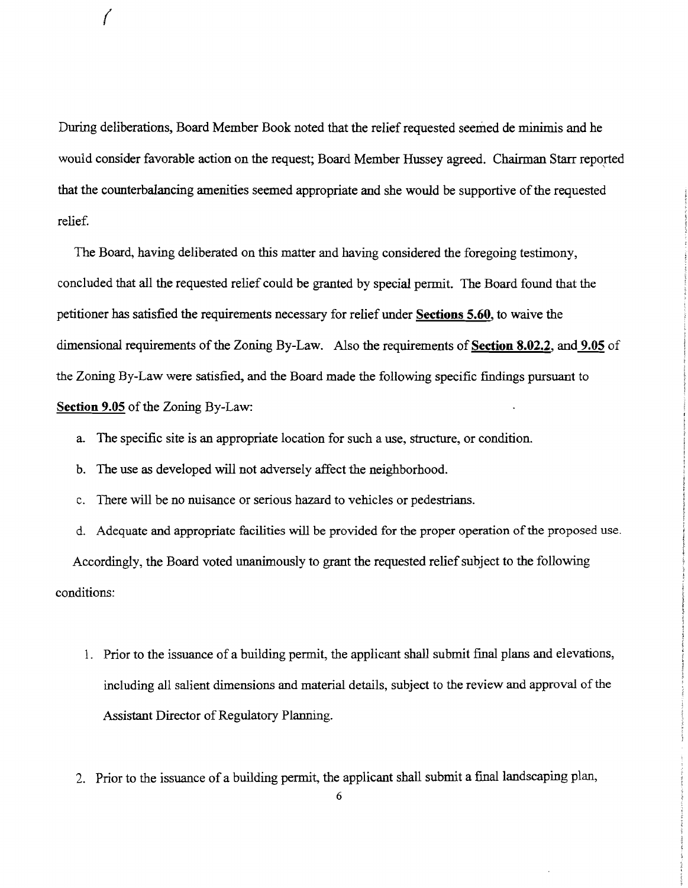During deliberations, Board Member Book noted that the relief requested seemed de minimis and he would consider favorable action on the request; Board Member Hussey agreed. Chairman Starr reported that the counterbalancing amenities seemed appropriate and she would be supportive of the requested relief.

The Board, having deliberated on this matter and having considered the foregoing testimony, concluded that all the requested relief could be granted by special permit. The Board found that the petitioner has satisfied the requirements necessary for relief under **Sections 5.60**, to waive the dimensional requirements of the Zoning By-Law. Also the requirements of **Section 8.02.2**, and **9.05** of the Zoning By-Law were satisfied, and the Board made the following specific findings pursuant to **Section 9.05** of the Zoning By-Law:

a. The specific site is an appropriate location for such a use, structure, or condition.

b. The use as developed will not adversely affect the neighborhood.

c. There will be no nuisance or serious hazard to vehicles or pedestrians.

d. Adequate and appropriate facilities will be provided for the proper operation of the proposed use.

Accordingly, the Board voted unanimously to grant the requested relief subject to the following conditions:

1. Prior to the issuance of a building permit, the applicant shall submit final plans and elevations, including all salient dimensions and material details, subject to the review and approval of the Assistant Director of Regulatory Planning.

2. Prior to the issuance of a building permit, the applicant shall submit a final landscaping plan,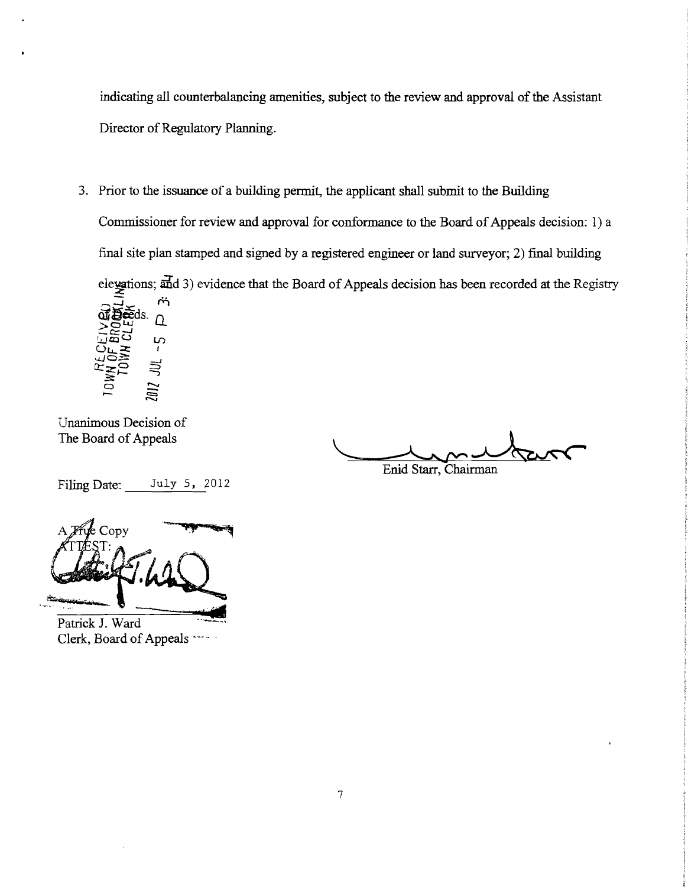indicating all counterbalancing amenities, subject to the review and approval of the Assistant Director of Regulatory Planning.

3. Prior to the issuance of a building permit, the applicant shall submit to the Building Commissioner for review and approval for conformance to the Board of Appeals decision: 1) a final site plan stamped and signed by a registered engineer or land surveyor; 2) final building elevations; and 3) evidence that the Board of Appeals decision has been recorded at the Registry of Deeds.

RECEIVED
TOWN OF BROOKLINE
TOWN CLERK
2012 JUL -5 P 3:

Unanimous Decision of
The Board of Appeals

Enid Starr, Chairman

Filing Date: July 5, 2012

A True Copy
ATTEST:

Patrick J. Ward
Clerk, Board of Appeals